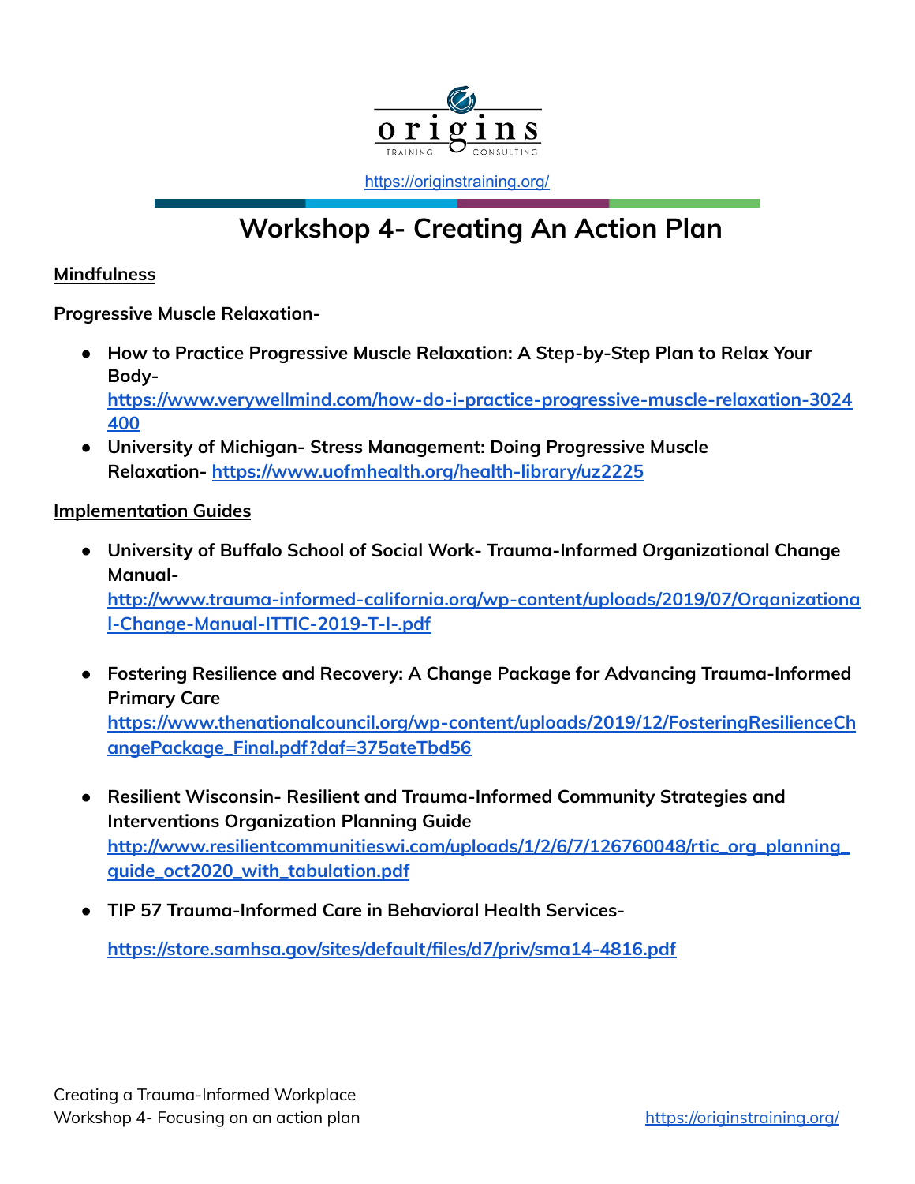https://originstraining.org/

# Workshop 4- Creating An Action Plan

**Mindfulness**

**Progressive Muscle Relaxation-**

- **How to Practice Progressive Muscle Relaxation: A Step-by-Step Plan to Relax Your Body-** **https://www.verywellmind.com/how-do-i-practice-progressive-muscle-relaxation-3024400**
- **University of Michigan- Stress Management: Doing Progressive Muscle Relaxation-** **https://www.uofmhealth.org/health-library/uz2225**

**Implementation Guides**

- **University of Buffalo School of Social Work- Trauma-Informed Organizational Change Manual-** **http://www.trauma-informed-california.org/wp-content/uploads/2019/07/Organizational-Change-Manual-ITTIC-2019-T-I-.pdf**

- **Fostering Resilience and Recovery: A Change Package for Advancing Trauma-Informed Primary Care** **https://www.thenationalcouncil.org/wp-content/uploads/2019/12/FosteringResilienceChangePackage_Final.pdf?daf=375ateTbd56**

- **Resilient Wisconsin- Resilient and Trauma-Informed Community Strategies and Interventions Organization Planning Guide** **http://www.resilientcommunitieswi.com/uploads/1/2/6/7/126760048/rtic_org_planning_guide_oct2020_with_tabulation.pdf**

- **TIP 57 Trauma-Informed Care in Behavioral Health Services-**

  **https://store.samhsa.gov/sites/default/files/d7/priv/sma14-4816.pdf**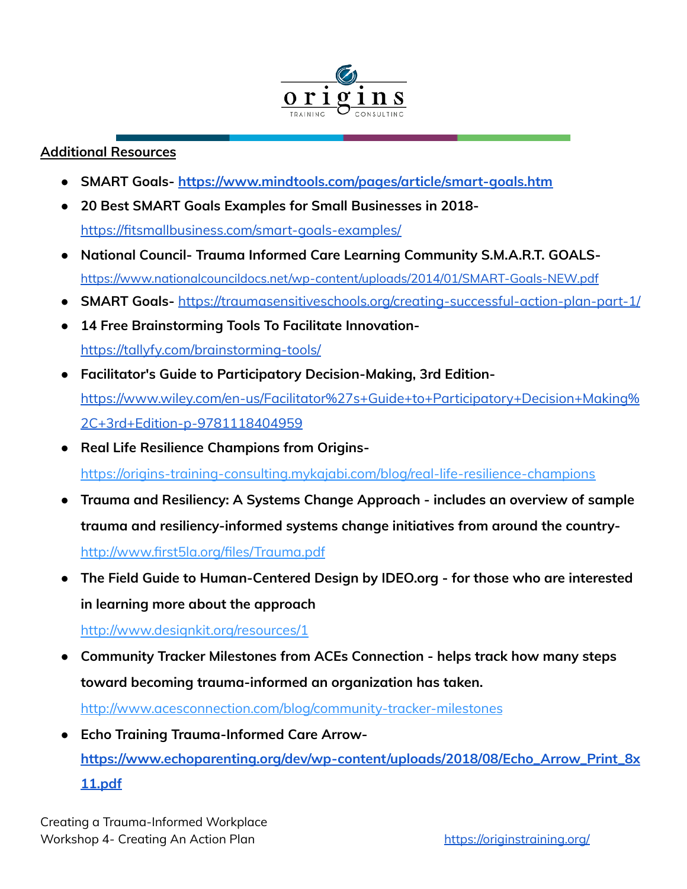## Additional Resources

- **SMART Goals-** **https://www.mindtools.com/pages/article/smart-goals.htm**
- **20 Best SMART Goals Examples for Small Businesses in 2018-** https://fitsmallbusiness.com/smart-goals-examples/
- **National Council- Trauma Informed Care Learning Community S.M.A.R.T. GOALS-** https://www.nationalcouncildocs.net/wp-content/uploads/2014/01/SMART-Goals-NEW.pdf
- **SMART Goals-** https://traumasensitiveschools.org/creating-successful-action-plan-part-1/
- **14 Free Brainstorming Tools To Facilitate Innovation-** https://tallyfy.com/brainstorming-tools/
- **Facilitator's Guide to Participatory Decision-Making, 3rd Edition-** https://www.wiley.com/en-us/Facilitator%27s+Guide+to+Participatory+Decision+Making%2C+3rd+Edition-p-9781118404959
- **Real Life Resilience Champions from Origins-** https://origins-training-consulting.mykajabi.com/blog/real-life-resilience-champions
- **Trauma and Resiliency: A Systems Change Approach - includes an overview of sample trauma and resiliency-informed systems change initiatives from around the country-** http://www.first5la.org/files/Trauma.pdf
- **The Field Guide to Human-Centered Design by IDEO.org - for those who are interested in learning more about the approach** http://www.designkit.org/resources/1
- **Community Tracker Milestones from ACEs Connection - helps track how many steps toward becoming trauma-informed an organization has taken.** http://www.acesconnection.com/blog/community-tracker-milestones
- **Echo Training Trauma-Informed Care Arrow-** **https://www.echoparenting.org/dev/wp-content/uploads/2018/08/Echo_Arrow_Print_8x11.pdf**